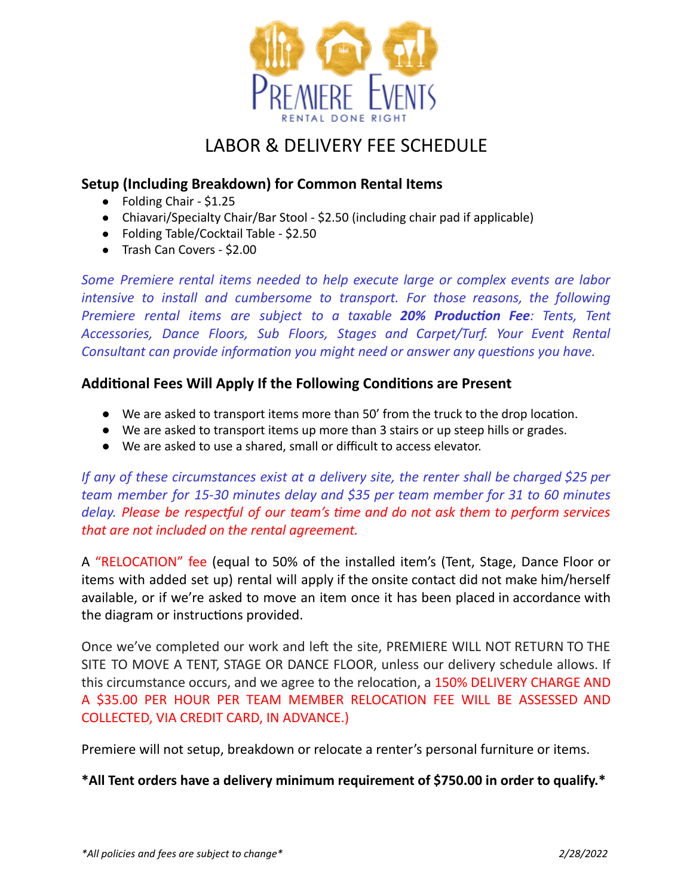PREMIERE EVENTS

RENTAL DONE RIGHT

# LABOR & DELIVERY FEE SCHEDULE

### Setup (Including Breakdown) for Common Rental Items

- Folding Chair - $1.25
- Chiavari/Specialty Chair/Bar Stool - $2.50 (including chair pad if applicable)
- Folding Table/Cocktail Table - $2.50
- Trash Can Covers - $2.00

*Some Premiere rental items needed to help execute large or complex events are labor intensive to install and cumbersome to transport. For those reasons, the following Premiere rental items are subject to a taxable **20% Production Fee**: Tents, Tent Accessories, Dance Floors, Sub Floors, Stages and Carpet/Turf. Your Event Rental Consultant can provide information you might need or answer any questions you have.*

### Additional Fees Will Apply If the Following Conditions are Present

- We are asked to transport items more than 50' from the truck to the drop location.
- We are asked to transport items up more than 3 stairs or up steep hills or grades.
- We are asked to use a shared, small or difficult to access elevator.

*If any of these circumstances exist at a delivery site, the renter shall be charged $25 per team member for 15-30 minutes delay and $35 per team member for 31 to 60 minutes delay. Please be respectful of our team's time and do not ask them to perform services that are not included on the rental agreement.*

A "RELOCATION" fee (equal to 50% of the installed item's (Tent, Stage, Dance Floor or items with added set up) rental will apply if the onsite contact did not make him/herself available, or if we're asked to move an item once it has been placed in accordance with the diagram or instructions provided.

Once we've completed our work and left the site, PREMIERE WILL NOT RETURN TO THE SITE TO MOVE A TENT, STAGE OR DANCE FLOOR, unless our delivery schedule allows. If this circumstance occurs, and we agree to the relocation, a 150% DELIVERY CHARGE AND A $35.00 PER HOUR PER TEAM MEMBER RELOCATION FEE WILL BE ASSESSED AND COLLECTED, VIA CREDIT CARD, IN ADVANCE.)

Premiere will not setup, breakdown or relocate a renter's personal furniture or items.

**\*All Tent orders have a delivery minimum requirement of $750.00 in order to qualify.\***

*\*All policies and fees are subject to change\**

*2/28/2022*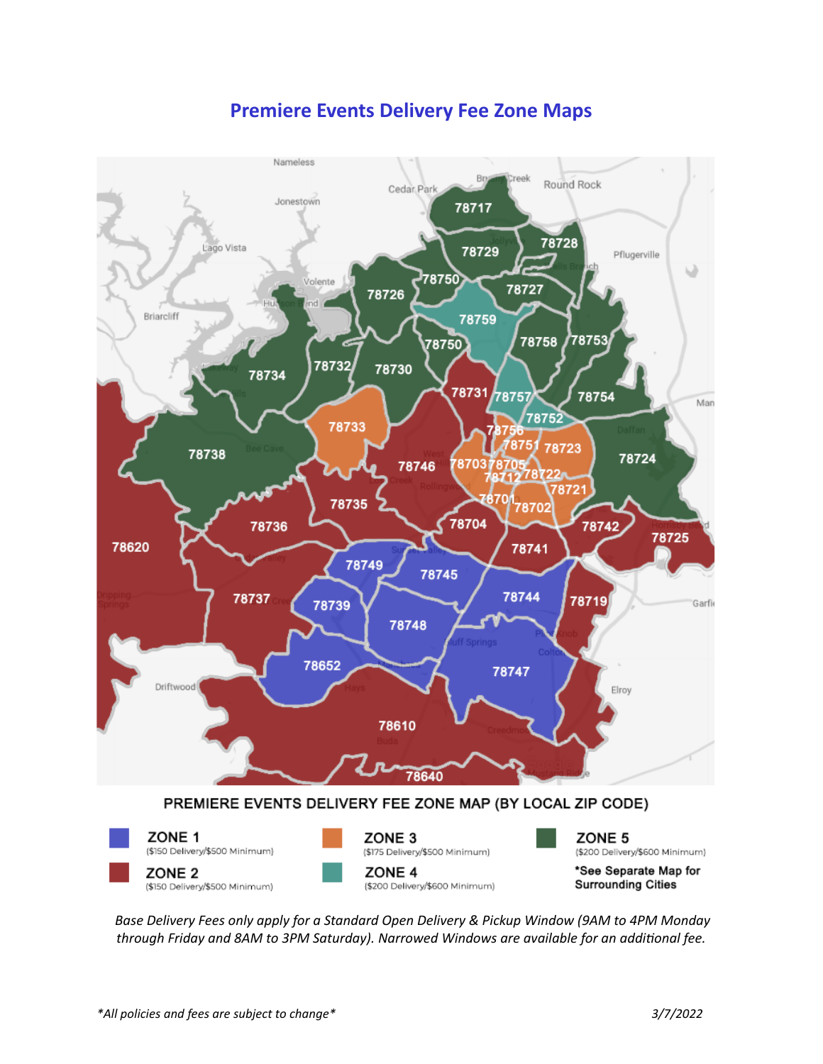# Premiere Events Delivery Fee Zone Maps

**PREMIERE EVENTS DELIVERY FEE ZONE MAP (BY LOCAL ZIP CODE)**

| Zone | Fees |
| --- | --- |
| ZONE 1 | ($150 Delivery/$500 Minimum) |
| ZONE 2 | ($150 Delivery/$500 Minimum) |
| ZONE 3 | ($175 Delivery/$500 Minimum) |
| ZONE 4 | ($200 Delivery/$600 Minimum) |
| ZONE 5 | ($200 Delivery/$600 Minimum) |

**\*See Separate Map for Surrounding Cities**

*Base Delivery Fees only apply for a Standard Open Delivery & Pickup Window (9AM to 4PM Monday through Friday and 8AM to 3PM Saturday). Narrowed Windows are available for an additional fee.*

*\*All policies and fees are subject to change\**

3/7/2022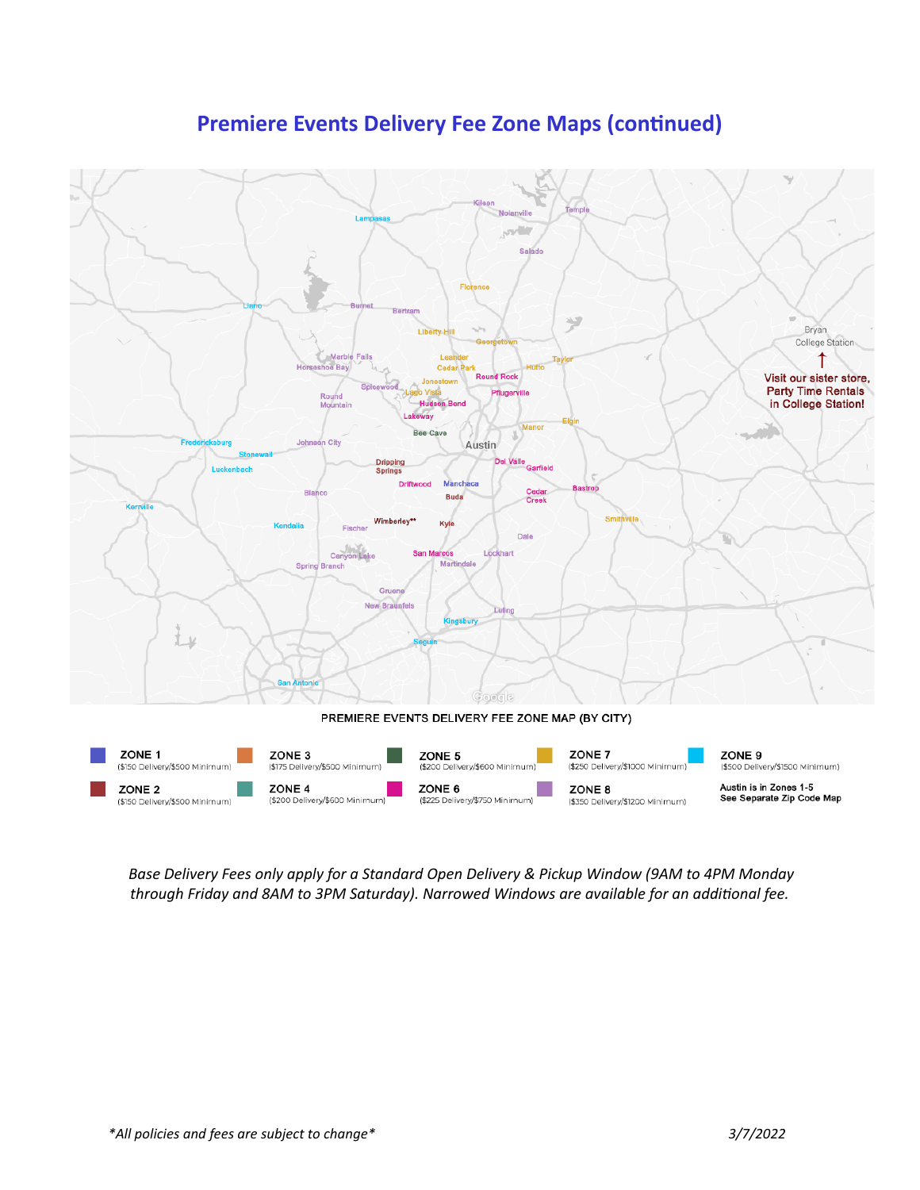# Premiere Events Delivery Fee Zone Maps (continued)

PREMIERE EVENTS DELIVERY FEE ZONE MAP (BY CITY)

Visit our sister store, Party Time Rentals in College Station!

| Zone | Fees |
| --- | --- |
| ZONE 1 | ($150 Delivery/$500 Minimum) |
| ZONE 2 | ($150 Delivery/$500 Minimum) |
| ZONE 3 | ($175 Delivery/$500 Minimum) |
| ZONE 4 | ($200 Delivery/$600 Minimum) |
| ZONE 5 | ($200 Delivery/$600 Minimum) |
| ZONE 6 | ($225 Delivery/$750 Minimum) |
| ZONE 7 | ($250 Delivery/$1000 Minimum) |
| ZONE 8 | ($350 Delivery/$1200 Minimum) |
| ZONE 9 | ($500 Delivery/$1500 Minimum) |

Austin is in Zones 1-5
See Separate Zip Code Map

*Base Delivery Fees only apply for a Standard Open Delivery & Pickup Window (9AM to 4PM Monday through Friday and 8AM to 3PM Saturday). Narrowed Windows are available for an additional fee.*

*\*All policies and fees are subject to change\**

*3/7/2022*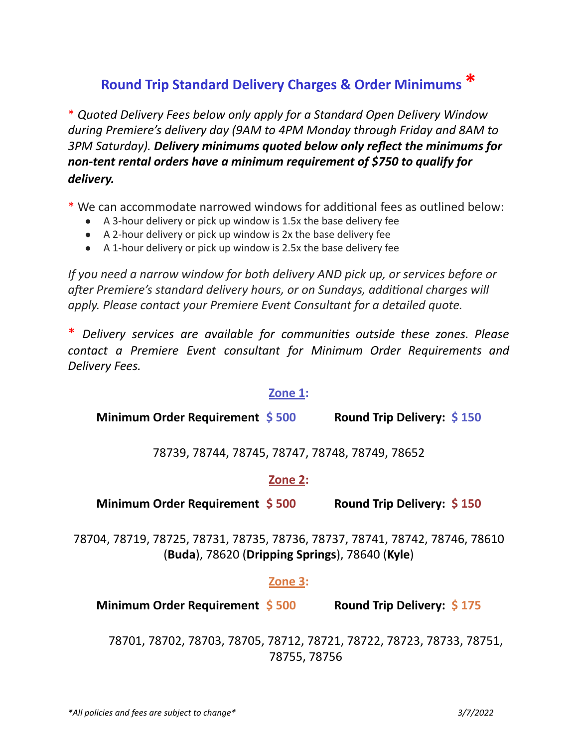## Round Trip Standard Delivery Charges & Order Minimums *

*\* Quoted Delivery Fees below only apply for a Standard Open Delivery Window during Premiere's delivery day (9AM to 4PM Monday through Friday and 8AM to 3PM Saturday).* ***Delivery minimums quoted below only reflect the minimums for non-tent rental orders have a minimum requirement of $750 to qualify for delivery.***

\* We can accommodate narrowed windows for additional fees as outlined below:

- A 3-hour delivery or pick up window is 1.5x the base delivery fee
- A 2-hour delivery or pick up window is 2x the base delivery fee
- A 1-hour delivery or pick up window is 2.5x the base delivery fee

*If you need a narrow window for both delivery AND pick up, or services before or after Premiere's standard delivery hours, or on Sundays, additional charges will apply. Please contact your Premiere Event Consultant for a detailed quote.*

*\* Delivery services are available for communities outside these zones. Please contact a Premiere Event consultant for Minimum Order Requirements and Delivery Fees.*

### Zone 1:

**Minimum Order Requirement $ 500** **Round Trip Delivery: $ 150**

78739, 78744, 78745, 78747, 78748, 78749, 78652

### Zone 2:

**Minimum Order Requirement $ 500** **Round Trip Delivery: $ 150**

78704, 78719, 78725, 78731, 78735, 78736, 78737, 78741, 78742, 78746, 78610 (**Buda**), 78620 (**Dripping Springs**), 78640 (**Kyle**)

### Zone 3:

**Minimum Order Requirement $ 500** **Round Trip Delivery: $ 175**

78701, 78702, 78703, 78705, 78712, 78721, 78722, 78723, 78733, 78751, 78755, 78756

*\*All policies and fees are subject to change\**

*3/7/2022*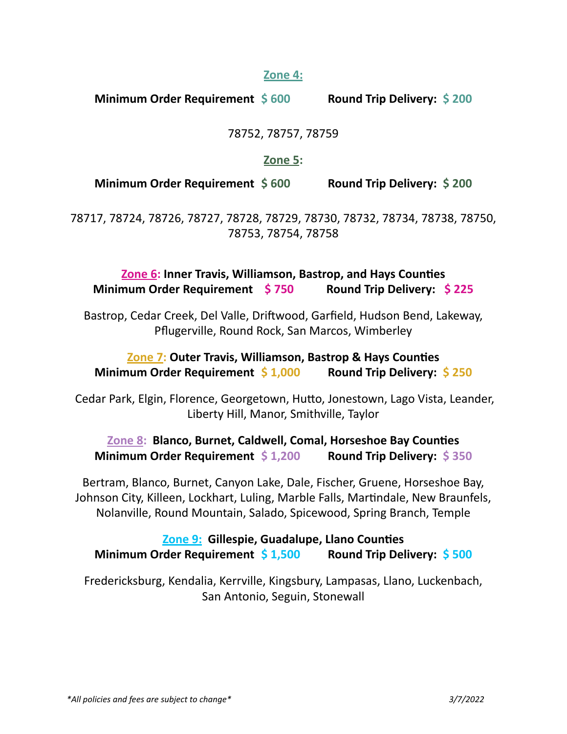## Zone 4:

**Minimum Order Requirement $ 600** **Round Trip Delivery: $ 200**

78752, 78757, 78759

## Zone 5:

**Minimum Order Requirement $ 600** **Round Trip Delivery: $ 200**

78717, 78724, 78726, 78727, 78728, 78729, 78730, 78732, 78734, 78738, 78750, 78753, 78754, 78758

## Zone 6: Inner Travis, Williamson, Bastrop, and Hays Counties

**Minimum Order Requirement $ 750** **Round Trip Delivery: $ 225**

Bastrop, Cedar Creek, Del Valle, Driftwood, Garfield, Hudson Bend, Lakeway, Pflugerville, Round Rock, San Marcos, Wimberley

## Zone 7: Outer Travis, Williamson, Bastrop & Hays Counties

**Minimum Order Requirement $ 1,000** **Round Trip Delivery: $ 250**

Cedar Park, Elgin, Florence, Georgetown, Hutto, Jonestown, Lago Vista, Leander, Liberty Hill, Manor, Smithville, Taylor

## Zone 8: Blanco, Burnet, Caldwell, Comal, Horseshoe Bay Counties

**Minimum Order Requirement $ 1,200** **Round Trip Delivery: $ 350**

Bertram, Blanco, Burnet, Canyon Lake, Dale, Fischer, Gruene, Horseshoe Bay, Johnson City, Killeen, Lockhart, Luling, Marble Falls, Martindale, New Braunfels, Nolanville, Round Mountain, Salado, Spicewood, Spring Branch, Temple

## Zone 9: Gillespie, Guadalupe, Llano Counties

**Minimum Order Requirement $ 1,500** **Round Trip Delivery: $ 500**

Fredericksburg, Kendalia, Kerrville, Kingsbury, Lampasas, Llano, Luckenbach, San Antonio, Seguin, Stonewall

*\*All policies and fees are subject to change\** *3/7/2022*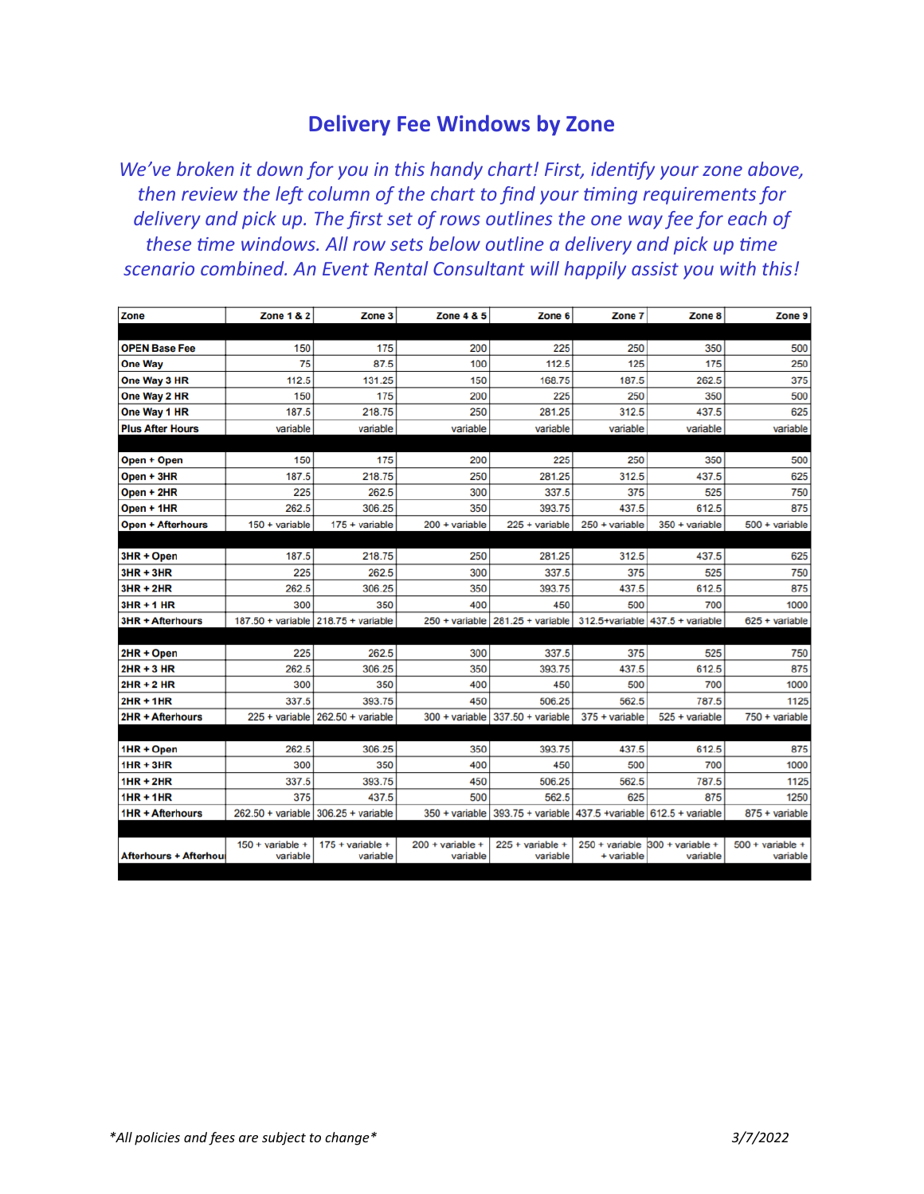## Delivery Fee Windows by Zone

*We've broken it down for you in this handy chart! First, identify your zone above, then review the left column of the chart to find your timing requirements for delivery and pick up. The first set of rows outlines the one way fee for each of these time windows. All row sets below outline a delivery and pick up time scenario combined. An Event Rental Consultant will happily assist you with this!*

| Zone | Zone 1 & 2 | Zone 3 | Zone 4 & 5 | Zone 6 | Zone 7 | Zone 8 | Zone 9 |
|---|---|---|---|---|---|---|---|
| **OPEN Base Fee** | 150 | 175 | 200 | 225 | 250 | 350 | 500 |
| **One Way** | 75 | 87.5 | 100 | 112.5 | 125 | 175 | 250 |
| **One Way 3 HR** | 112.5 | 131.25 | 150 | 168.75 | 187.5 | 262.5 | 375 |
| **One Way 2 HR** | 150 | 175 | 200 | 225 | 250 | 350 | 500 |
| **One Way 1 HR** | 187.5 | 218.75 | 250 | 281.25 | 312.5 | 437.5 | 625 |
| **Plus After Hours** | variable | variable | variable | variable | variable | variable | variable |
| | | | | | | | |
| **Open + Open** | 150 | 175 | 200 | 225 | 250 | 350 | 500 |
| **Open + 3HR** | 187.5 | 218.75 | 250 | 281.25 | 312.5 | 437.5 | 625 |
| **Open + 2HR** | 225 | 262.5 | 300 | 337.5 | 375 | 525 | 750 |
| **Open + 1HR** | 262.5 | 306.25 | 350 | 393.75 | 437.5 | 612.5 | 875 |
| **Open + Afterhours** | 150 + variable | 175 + variable | 200 + variable | 225 + variable | 250 + variable | 350 + variable | 500 + variable |
| | | | | | | | |
| **3HR + Open** | 187.5 | 218.75 | 250 | 281.25 | 312.5 | 437.5 | 625 |
| **3HR + 3HR** | 225 | 262.5 | 300 | 337.5 | 375 | 525 | 750 |
| **3HR + 2HR** | 262.5 | 306.25 | 350 | 393.75 | 437.5 | 612.5 | 875 |
| **3HR + 1 HR** | 300 | 350 | 400 | 450 | 500 | 700 | 1000 |
| **3HR + Afterhours** | 187.50 + variable | 218.75 + variable | 250 + variable | 281.25 + variable | 312.5+variable | 437.5 + variable | 625 + variable |
| | | | | | | | |
| **2HR + Open** | 225 | 262.5 | 300 | 337.5 | 375 | 525 | 750 |
| **2HR + 3 HR** | 262.5 | 306.25 | 350 | 393.75 | 437.5 | 612.5 | 875 |
| **2HR + 2 HR** | 300 | 350 | 400 | 450 | 500 | 700 | 1000 |
| **2HR + 1HR** | 337.5 | 393.75 | 450 | 506.25 | 562.5 | 787.5 | 1125 |
| **2HR + Afterhours** | 225 + variable | 262.50 + variable | 300 + variable | 337.50 + variable | 375 + variable | 525 + variable | 750 + variable |
| | | | | | | | |
| **1HR + Open** | 262.5 | 306.25 | 350 | 393.75 | 437.5 | 612.5 | 875 |
| **1HR + 3HR** | 300 | 350 | 400 | 450 | 500 | 700 | 1000 |
| **1HR + 2HR** | 337.5 | 393.75 | 450 | 506.25 | 562.5 | 787.5 | 1125 |
| **1HR + 1HR** | 375 | 437.5 | 500 | 562.5 | 625 | 875 | 1250 |
| **1HR + Afterhours** | 262.50 + variable | 306.25 + variable | 350 + variable | 393.75 + variable | 437.5 +variable | 612.5 + variable | 875 + variable |
| | | | | | | | |
| **Afterhours + Afterhou** | 150 + variable + variable | 175 + variable + variable | 200 + variable + variable | 225 + variable + variable | 250 + variable + variable | 300 + variable + variable | 500 + variable + variable |

*\*All policies and fees are subject to change\**

3/7/2022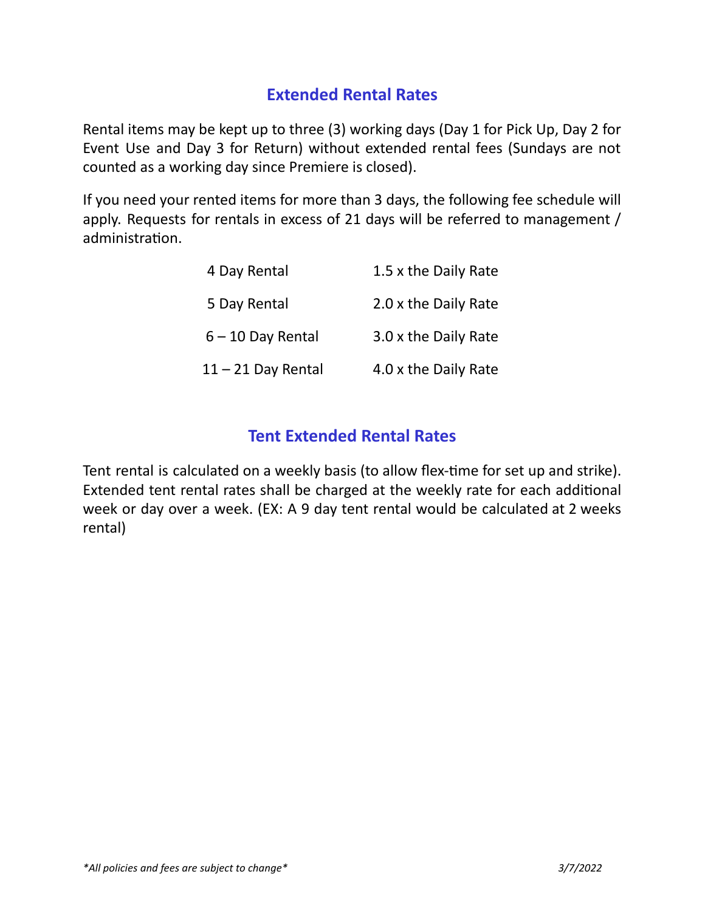## Extended Rental Rates

Rental items may be kept up to three (3) working days (Day 1 for Pick Up, Day 2 for Event Use and Day 3 for Return) without extended rental fees (Sundays are not counted as a working day since Premiere is closed).

If you need your rented items for more than 3 days, the following fee schedule will apply. Requests for rentals in excess of 21 days will be referred to management / administration.

| | |
|---|---|
| 4 Day Rental | 1.5 x the Daily Rate |
| 5 Day Rental | 2.0 x the Daily Rate |
| 6 – 10 Day Rental | 3.0 x the Daily Rate |
| 11 – 21 Day Rental | 4.0 x the Daily Rate |

## Tent Extended Rental Rates

Tent rental is calculated on a weekly basis (to allow flex-time for set up and strike). Extended tent rental rates shall be charged at the weekly rate for each additional week or day over a week. (EX: A 9 day tent rental would be calculated at 2 weeks rental)

*\*All policies and fees are subject to change\**

*3/7/2022*